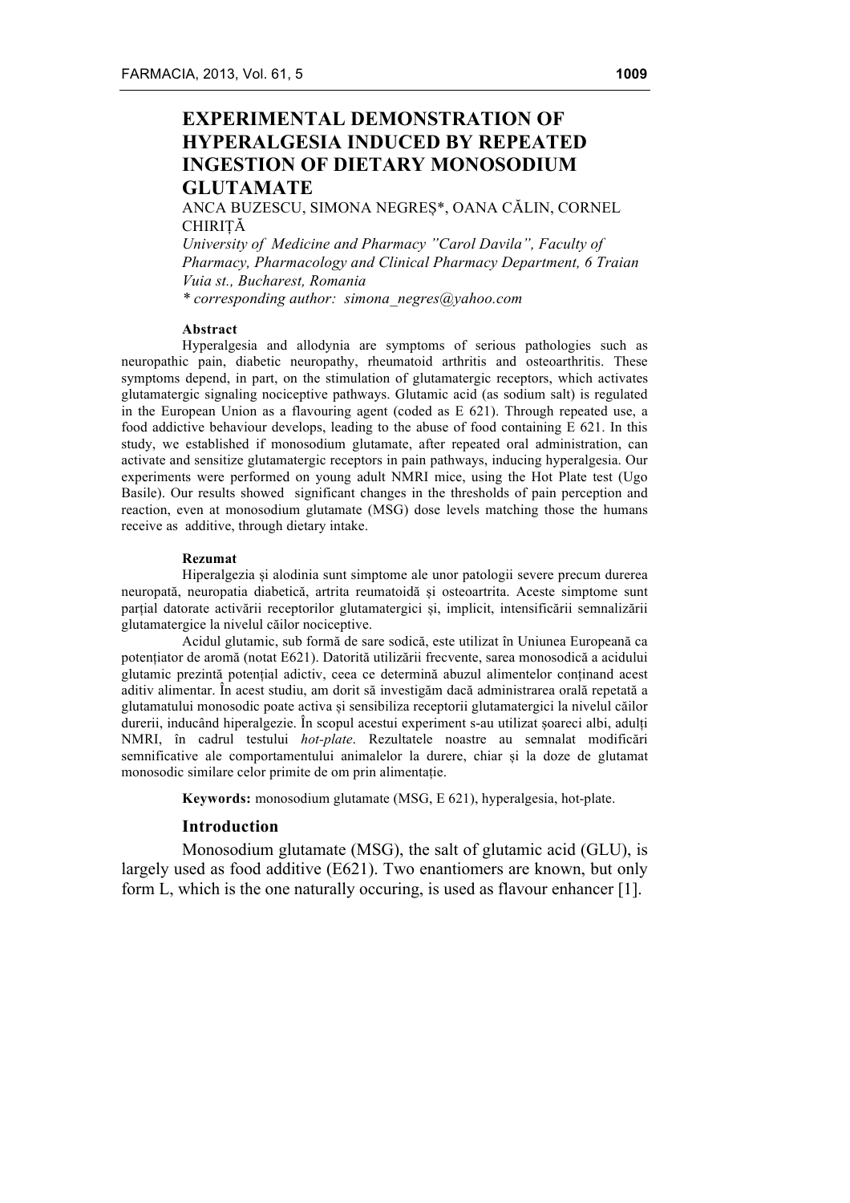# EXPERIMENTAL DEMONSTRATION OF HYPERALGESIA INDUCED BY REPEATED INGESTION OF DIETARY MONOSODIUM GLUTAMATE

ANCA BUZESCU, SIMONA NEGREȘ*, OANA CĂLIN, CORNEL CHIRIȚĂ

*University of Medicine and Pharmacy "Carol Davila", Faculty of Pharmacy, Pharmacology and Clinical Pharmacy Department, 6 Traian Vuia st., Bucharest, Romania*

*\* corresponding author: simona_negres@yahoo.com*

**Abstract**

Hyperalgesia and allodynia are symptoms of serious pathologies such as neuropathic pain, diabetic neuropathy, rheumatoid arthritis and osteoarthritis. These symptoms depend, in part, on the stimulation of glutamatergic receptors, which activates glutamatergic signaling nociceptive pathways. Glutamic acid (as sodium salt) is regulated in the European Union as a flavouring agent (coded as E 621). Through repeated use, a food addictive behaviour develops, leading to the abuse of food containing E 621. In this study, we established if monosodium glutamate, after repeated oral administration, can activate and sensitize glutamatergic receptors in pain pathways, inducing hyperalgesia. Our experiments were performed on young adult NMRI mice, using the Hot Plate test (Ugo Basile). Our results showed significant changes in the thresholds of pain perception and reaction, even at monosodium glutamate (MSG) dose levels matching those the humans receive as additive, through dietary intake.

**Rezumat**

Hiperalgezia și alodinia sunt simptome ale unor patologii severe precum durerea neuropată, neuropatia diabetică, artrita reumatoidă și osteoartrita. Aceste simptome sunt parțial datorate activării receptorilor glutamatergici și, implicit, intensificării semnalizării glutamatergice la nivelul căilor nociceptive.

Acidul glutamic, sub formă de sare sodică, este utilizat în Uniunea Europeană ca potențiator de aromă (notat E621). Datorită utilizării frecvente, sarea monosodică a acidului glutamic prezintă potențial adictiv, ceea ce determină abuzul alimentelor conținand acest aditiv alimentar. În acest studiu, am dorit să investigăm dacă administrarea orală repetată a glutamatului monosodic poate activa și sensibiliza receptorii glutamatergici la nivelul căilor durerii, inducând hiperalgezie. În scopul acestui experiment s-au utilizat șoareci albi, adulți NMRI, în cadrul testului *hot-plate*. Rezultatele noastre au semnalat modificări semnificative ale comportamentului animalelor la durere, chiar și la doze de glutamat monosodic similare celor primite de om prin alimentație.

**Keywords:** monosodium glutamate (MSG, E 621), hyperalgesia, hot-plate.

## Introduction

Monosodium glutamate (MSG), the salt of glutamic acid (GLU), is largely used as food additive (E621). Two enantiomers are known, but only form L, which is the one naturally occuring, is used as flavour enhancer [1].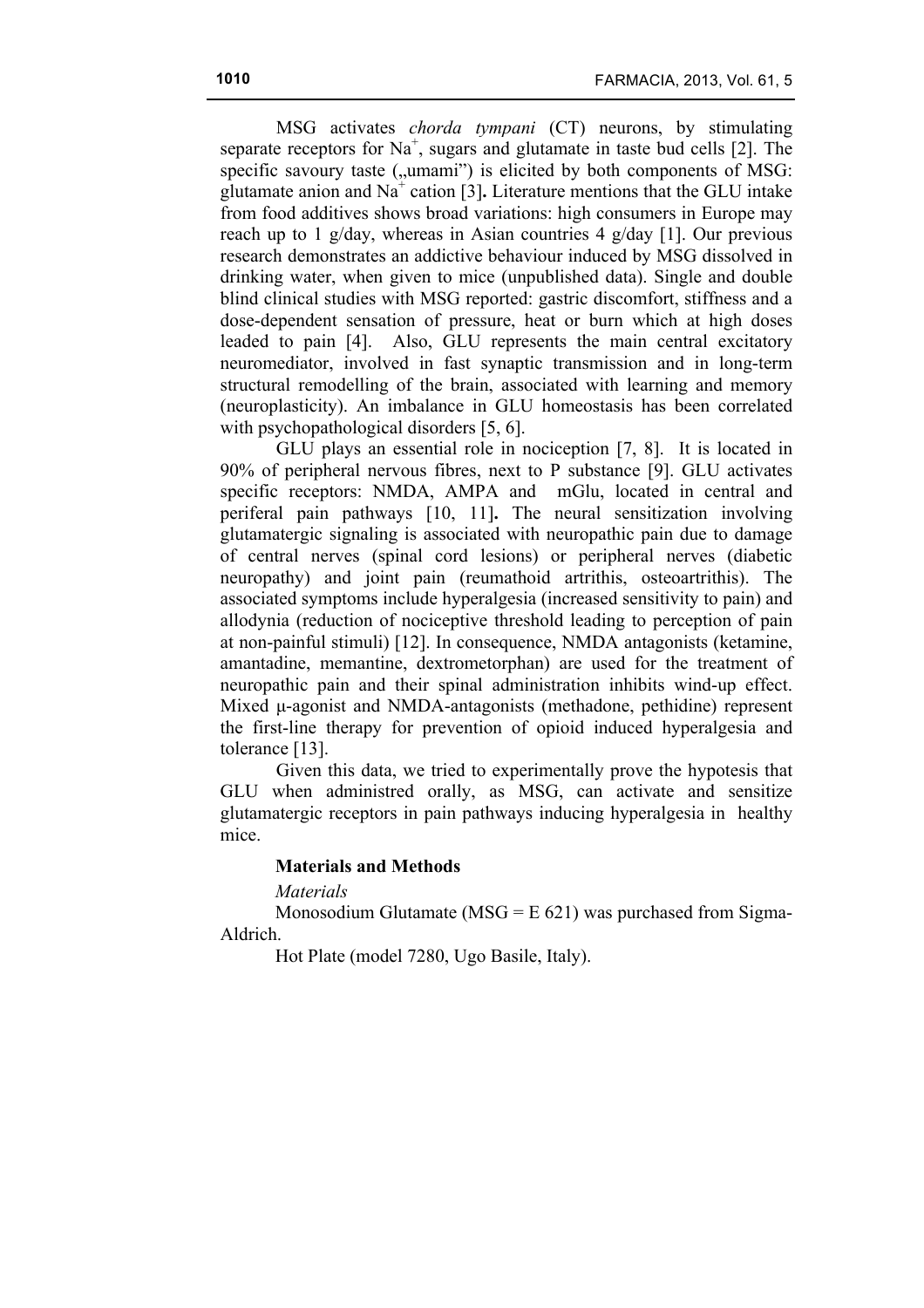MSG activates *chorda tympani* (CT) neurons, by stimulating separate receptors for $Na^+$, sugars and glutamate in taste bud cells [2]. The specific savoury taste („umami") is elicited by both components of MSG: glutamate anion and $Na^+$ cation [3]**.** Literature mentions that the GLU intake from food additives shows broad variations: high consumers in Europe may reach up to 1 g/day, whereas in Asian countries 4 g/day [1]. Our previous research demonstrates an addictive behaviour induced by MSG dissolved in drinking water, when given to mice (unpublished data). Single and double blind clinical studies with MSG reported: gastric discomfort, stiffness and a dose-dependent sensation of pressure, heat or burn which at high doses leaded to pain [4]. Also, GLU represents the main central excitatory neuromediator, involved in fast synaptic transmission and in long-term structural remodelling of the brain, associated with learning and memory (neuroplasticity). An imbalance in GLU homeostasis has been correlated with psychopathological disorders [5, 6].

GLU plays an essential role in nociception [7, 8]. It is located in 90% of peripheral nervous fibres, next to P substance [9]. GLU activates specific receptors: NMDA, AMPA and mGlu, located in central and periferal pain pathways [10, 11]**.** The neural sensitization involving glutamatergic signaling is associated with neuropathic pain due to damage of central nerves (spinal cord lesions) or peripheral nerves (diabetic neuropathy) and joint pain (reumathoid artrithis, osteoartrithis). The associated symptoms include hyperalgesia (increased sensitivity to pain) and allodynia (reduction of nociceptive threshold leading to perception of pain at non-painful stimuli) [12]. In consequence, NMDA antagonists (ketamine, amantadine, memantine, dextrometorphan) are used for the treatment of neuropathic pain and their spinal administration inhibits wind-up effect. Mixed μ-agonist and NMDA-antagonists (methadone, pethidine) represent the first-line therapy for prevention of opioid induced hyperalgesia and tolerance [13].

Given this data, we tried to experimentally prove the hypotesis that GLU when administred orally, as MSG, can activate and sensitize glutamatergic receptors in pain pathways inducing hyperalgesia in healthy mice.

## Materials and Methods

*Materials*

Monosodium Glutamate (MSG = E 621) was purchased from Sigma-Aldrich.

Hot Plate (model 7280, Ugo Basile, Italy).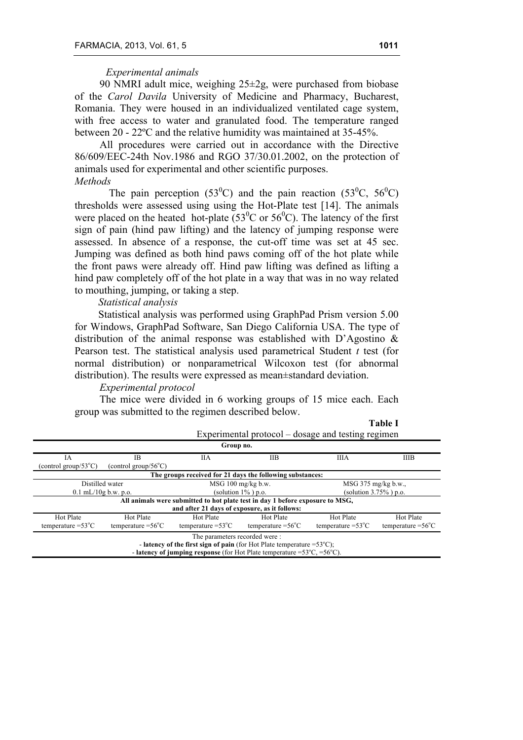*Experimental animals*

90 NMRI adult mice, weighing 25±2g, were purchased from biobase of the *Carol Davila* University of Medicine and Pharmacy, Bucharest, Romania. They were housed in an individualized ventilated cage system, with free access to water and granulated food. The temperature ranged between 20 - 22ºC and the relative humidity was maintained at 35-45%.

All procedures were carried out in accordance with the Directive 86/609/EEC-24th Nov.1986 and RGO 37/30.01.2002, on the protection of animals used for experimental and other scientific purposes.

*Methods*

The pain perception ($53^0$C) and the pain reaction ($53^0$C, $56^0$C) thresholds were assessed using using the Hot-Plate test [14]. The animals were placed on the heated hot-plate ($53^0$C or $56^0$C). The latency of the first sign of pain (hind paw lifting) and the latency of jumping response were assessed. In absence of a response, the cut-off time was set at 45 sec. Jumping was defined as both hind paws coming off of the hot plate while the front paws were already off. Hind paw lifting was defined as lifting a hind paw completely off of the hot plate in a way that was in no way related to mouthing, jumping, or taking a step.

*Statistical analysis*

Statistical analysis was performed using GraphPad Prism version 5.00 for Windows, GraphPad Software, San Diego California USA. The type of distribution of the animal response was established with D'Agostino & Pearson test. The statistical analysis used parametrical Student *t* test (for normal distribution) or nonparametrical Wilcoxon test (for abnormal distribution). The results were expressed as mean±standard deviation.

*Experimental protocol*

The mice were divided in 6 working groups of 15 mice each. Each group was submitted to the regimen described below.

**Table I**

Experimental protocol – dosage and testing regimen

| **Group no.** | | | | | |
|---|---|---|---|---|---|
| IA (control group/53°C) | IB (control group/56°C) | IIA | IIB | IIIA | IIIB |
| **The groups received for 21 days the following substances:** | | | | | |
| Distilled water 0.1 mL/10g b.w. p.o. | | MSG 100 mg/kg b.w. (solution 1% ) p.o. | | MSG 375 mg/kg b.w., (solution 3.75% ) p.o. | |
| **All animals were submitted to hot plate test in day 1 before exposure to MSG, and after 21 days of exposure, as it follows:** | | | | | |
| Hot Plate temperature =53°C | Hot Plate temperature =56°C | Hot Plate temperature =53°C | Hot Plate temperature =56°C | Hot Plate temperature =53°C | Hot Plate temperature =56°C |
| The parameters recorded were : - **latency of the first sign of pain** (for Hot Plate temperature =53°C); - **latency of jumping response** (for Hot Plate temperature =53°C, =56°C). | | | | | |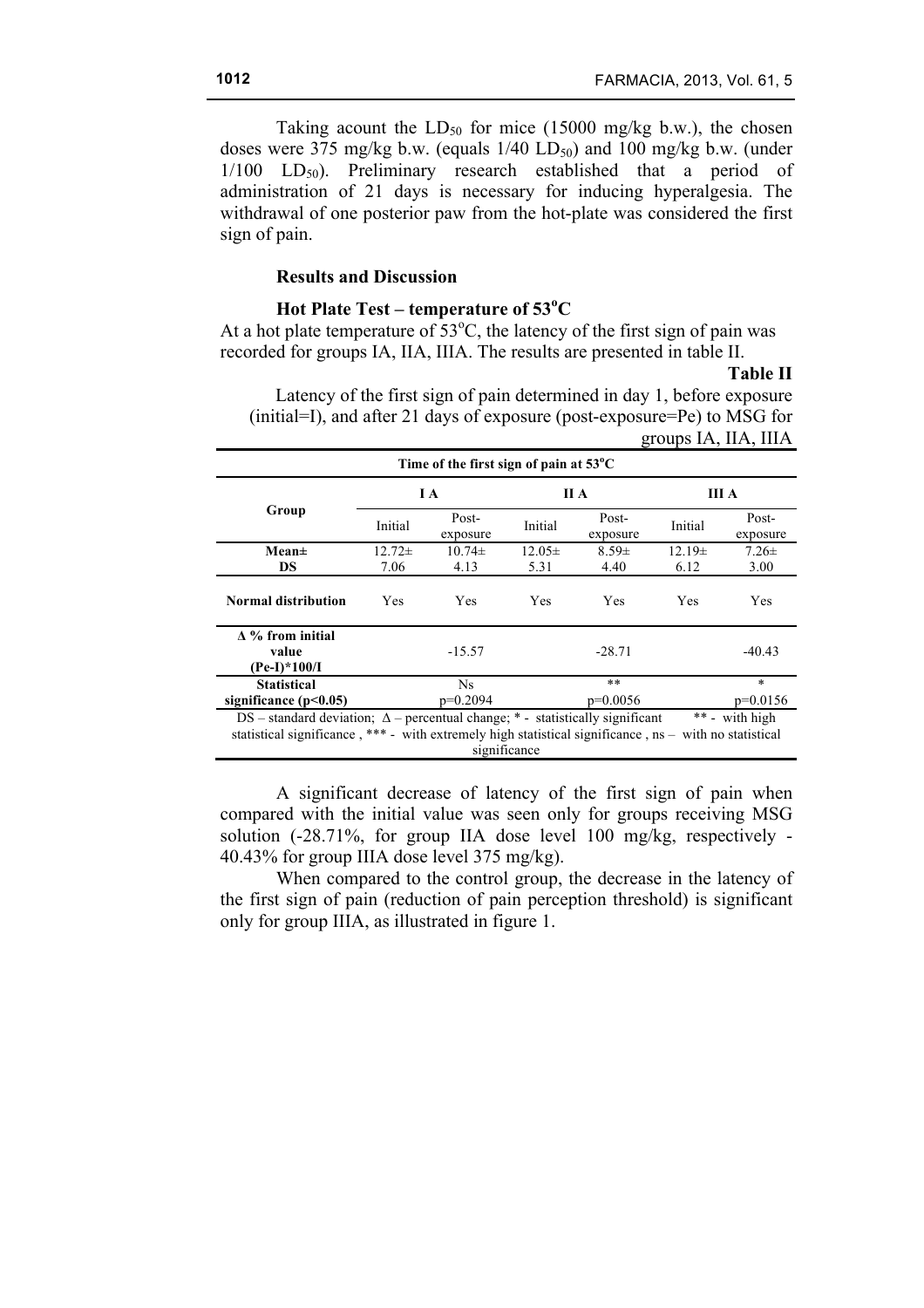Taking acount the $LD_{50}$ for mice (15000 mg/kg b.w.), the chosen doses were 375 mg/kg b.w. (equals 1/40 $LD_{50}$) and 100 mg/kg b.w. (under 1/100 $LD_{50}$). Preliminary research established that a period of administration of 21 days is necessary for inducing hyperalgesia. The withdrawal of one posterior paw from the hot-plate was considered the first sign of pain.

## Results and Discussion

### Hot Plate Test – temperature of 53°C

At a hot plate temperature of 53°C, the latency of the first sign of pain was recorded for groups IA, IIA, IIIA. The results are presented in table II.

**Table II**

Latency of the first sign of pain determined in day 1, before exposure (initial=I), and after 21 days of exposure (post-exposure=Pe) to MSG for groups IA, IIA, IIIA

| Time of the first sign of pain at 53°C | | | | | | |
|---|---|---|---|---|---|---|
| **Group** | **I A** | | **II A** | | **III A** | |
| | Initial | Post-exposure | Initial | Post-exposure | Initial | Post-exposure |
| **Mean± DS** | 12.72± 7.06 | 10.74± 4.13 | 12.05± 5.31 | 8.59± 4.40 | 12.19± 6.12 | 7.26± 3.00 |
| **Normal distribution** | Yes | Yes | Yes | Yes | Yes | Yes |
| **Δ % from initial value (Pe-I)*100/I** | -15.57 | | -28.71 | | -40.43 | |
| **Statistical significance ($p<0.05$)** | Ns $p=0.2094$ | | ** $p=0.0056$ | | * $p=0.0156$ | |

DS – standard deviation; Δ – percentual change; * - statistically significant ** - with high statistical significance , *** - with extremely high statistical significance , ns – with no statistical significance

A significant decrease of latency of the first sign of pain when compared with the initial value was seen only for groups receiving MSG solution (-28.71%, for group IIA dose level 100 mg/kg, respectively -40.43% for group IIIA dose level 375 mg/kg).

When compared to the control group, the decrease in the latency of the first sign of pain (reduction of pain perception threshold) is significant only for group IIIA, as illustrated in figure 1.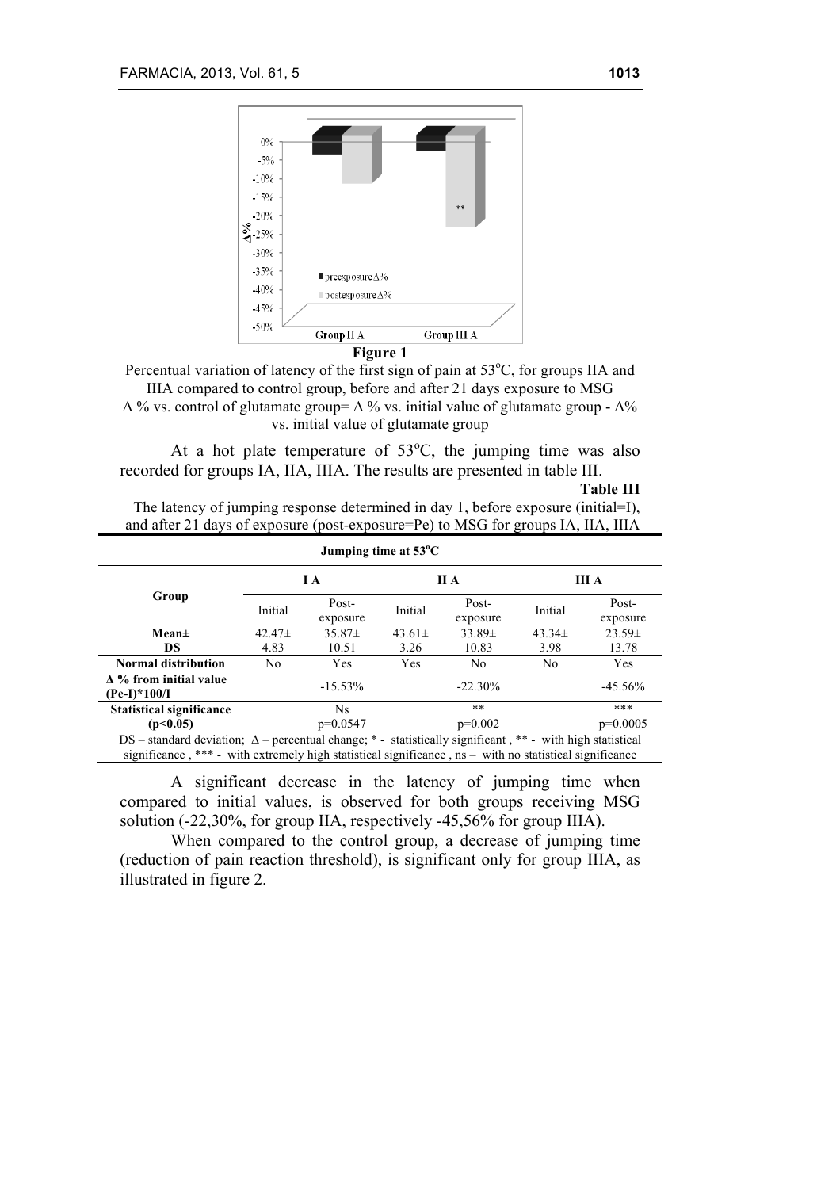**Figure 1**

Percentual variation of latency of the first sign of pain at 53°C, for groups IIA and IIIA compared to control group, before and after 21 days exposure to MSG

$\Delta$ % vs. control of glutamate group= $\Delta$ % vs. initial value of glutamate group - $\Delta$% vs. initial value of glutamate group

At a hot plate temperature of 53°C, the jumping time was also recorded for groups IA, IIA, IIIA. The results are presented in table III.

**Table III**

The latency of jumping response determined in day 1, before exposure (initial=I), and after 21 days of exposure (post-exposure=Pe) to MSG for groups IA, IIA, IIIA

| Jumping time at 53°C | | | | | | |
|---|---|---|---|---|---|---|
| **Group** | **I A** | | **II A** | | **III A** | |
| | Initial | Post-exposure | Initial | Post-exposure | Initial | Post-exposure |
| **Mean± DS** | 42.47± 4.83 | 35.87± 10.51 | 43.61± 3.26 | 33.89± 10.83 | 43.34± 3.98 | 23.59± 13.78 |
| **Normal distribution** | No | Yes | Yes | No | No | Yes |
| **$\Delta$ % from initial value (Pe-I)*100/I** | | -15.53% | | -22.30% | | -45.56% |
| **Statistical significance ($p<0.05$)** | | Ns $p=0.0547$ | | ** $p=0.002$ | | *** $p=0.0005$ |

DS – standard deviation; $\Delta$ – percentual change; * - statistically significant , ** - with high statistical significance , *** - with extremely high statistical significance , ns – with no statistical significance

A significant decrease in the latency of jumping time when compared to initial values, is observed for both groups receiving MSG solution (-22,30%, for group IIA, respectively -45,56% for group IIIA).

When compared to the control group, a decrease of jumping time (reduction of pain reaction threshold), is significant only for group IIIA, as illustrated in figure 2.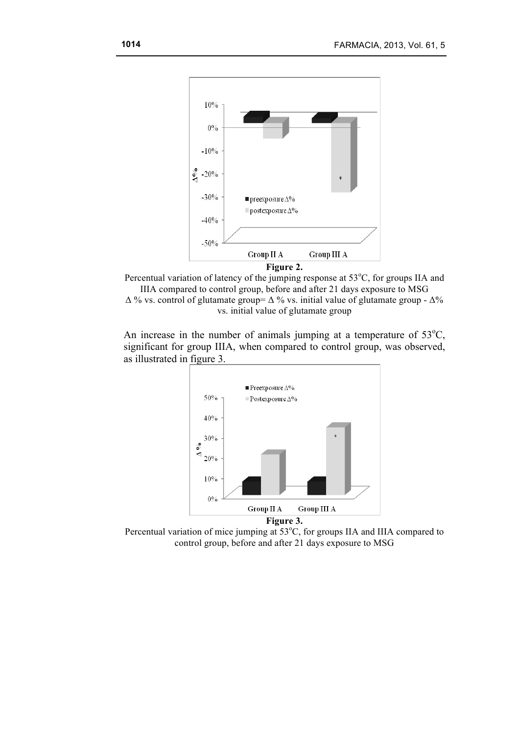**Figure 2.**

Percentual variation of latency of the jumping response at 53°C, for groups IIA and IIIA compared to control group, before and after 21 days exposure to MSG

Δ % vs. control of glutamate group= Δ % vs. initial value of glutamate group - Δ% vs. initial value of glutamate group

An increase in the number of animals jumping at a temperature of 53°C, significant for group IIIA, when compared to control group, was observed, as illustrated in figure 3.

**Figure 3.**

Percentual variation of mice jumping at 53°C, for groups IIA and IIIA compared to control group, before and after 21 days exposure to MSG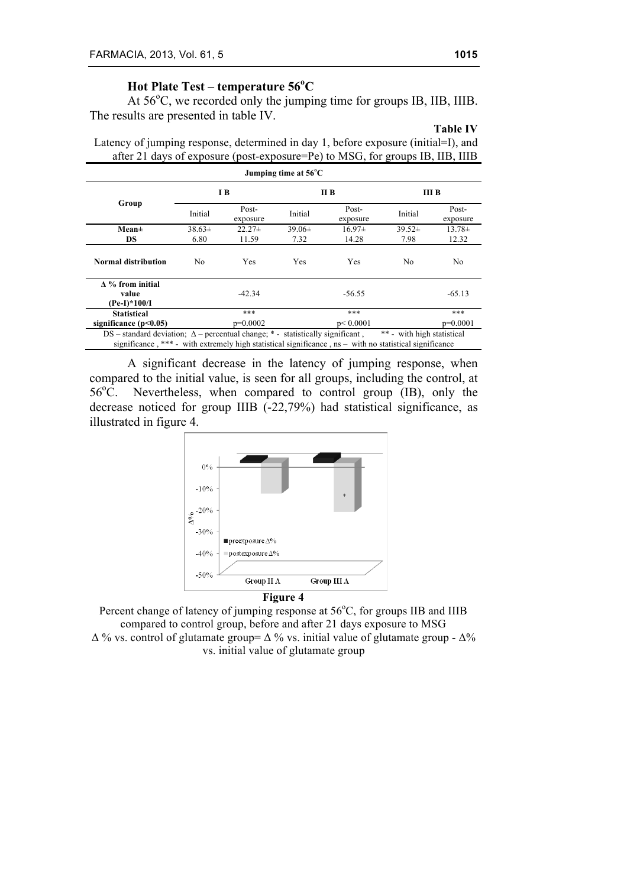### Hot Plate Test – temperature 56$^{o}$C

At 56$^{o}$C, we recorded only the jumping time for groups IB, IIB, IIIB. The results are presented in table IV.

**Table IV**

Latency of jumping response, determined in day 1, before exposure (initial=I), and after 21 days of exposure (post-exposure=Pe) to MSG, for groups IB, IIB, IIIB

| Jumping time at 56$^{o}$C | | | | | | |
|---|---|---|---|---|---|---|
| **Group** | **I B** | | **II B** | | **III B** | |
| | Initial | Post-exposure | Initial | Post-exposure | Initial | Post-exposure |
| **Mean± DS** | 38.63± 6.80 | 22.27± 11.59 | 39.06± 7.32 | 16.97± 14.28 | 39.52± 7.98 | 13.78± 12.32 |
| **Normal distribution** | No | Yes | Yes | Yes | No | No |
| **Δ % from initial value (Pe-I)*100/I** | | -42.34 | | -56.55 | | -65.13 |
| **Statistical significance ($p<0.05$)** | | *** $p=0.0002$ | | *** $p< 0.0001$ | | *** $p=0.0001$ |

DS – standard deviation; Δ – percentual change; * - statistically significant , ** - with high statistical significance , *** - with extremely high statistical significance , ns – with no statistical significance

A significant decrease in the latency of jumping response, when compared to the initial value, is seen for all groups, including the control, at 56$^{o}$C. Nevertheless, when compared to control group (IB), only the decrease noticed for group IIIB (-22,79%) had statistical significance, as illustrated in figure 4.

**Figure 4**

Percent change of latency of jumping response at 56$^{o}$C, for groups IIB and IIIB compared to control group, before and after 21 days exposure to MSG

Δ % vs. control of glutamate group= Δ % vs. initial value of glutamate group - Δ% vs. initial value of glutamate group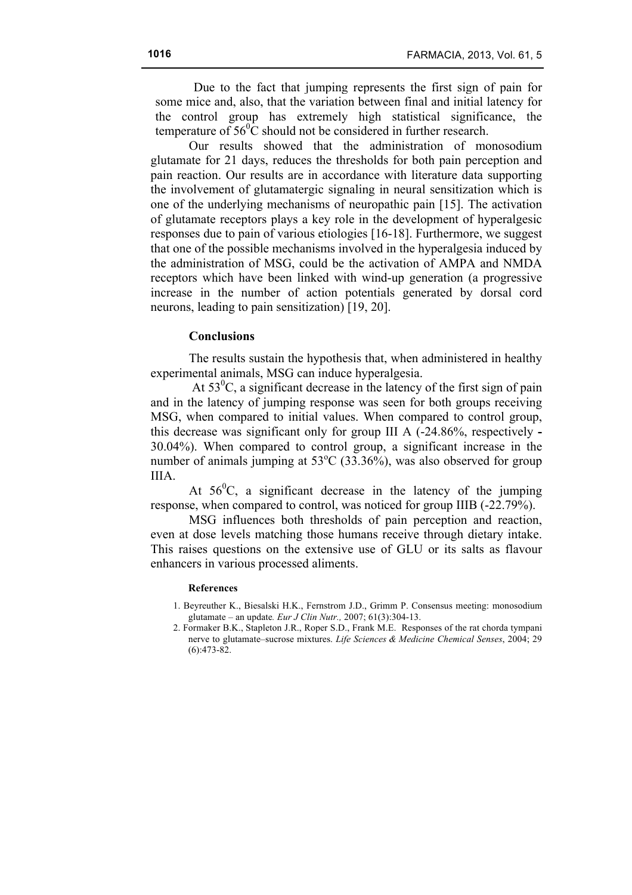Due to the fact that jumping represents the first sign of pain for some mice and, also, that the variation between final and initial latency for the control group has extremely high statistical significance, the temperature of $56^0$C should not be considered in further research.

Our results showed that the administration of monosodium glutamate for 21 days, reduces the thresholds for both pain perception and pain reaction. Our results are in accordance with literature data supporting the involvement of glutamatergic signaling in neural sensitization which is one of the underlying mechanisms of neuropathic pain [15]. The activation of glutamate receptors plays a key role in the development of hyperalgesic responses due to pain of various etiologies [16-18]. Furthermore, we suggest that one of the possible mechanisms involved in the hyperalgesia induced by the administration of MSG, could be the activation of AMPA and NMDA receptors which have been linked with wind-up generation (a progressive increase in the number of action potentials generated by dorsal cord neurons, leading to pain sensitization) [19, 20].

## Conclusions

The results sustain the hypothesis that, when administered in healthy experimental animals, MSG can induce hyperalgesia.

At $53^0$C, a significant decrease in the latency of the first sign of pain and in the latency of jumping response was seen for both groups receiving MSG, when compared to initial values. When compared to control group, this decrease was significant only for group III A (-24.86%, respectively -30.04%). When compared to control group, a significant increase in the number of animals jumping at $53^o$C (33.36%), was also observed for group IIIA.

At $56^0$C, a significant decrease in the latency of the jumping response, when compared to control, was noticed for group IIIB (-22.79%).

MSG influences both thresholds of pain perception and reaction, even at dose levels matching those humans receive through dietary intake. This raises questions on the extensive use of GLU or its salts as flavour enhancers in various processed aliments.

### References

1. Beyreuther K., Biesalski H.K., Fernstrom J.D., Grimm P. Consensus meeting: monosodium glutamate – an update. *Eur J Clin Nutr.,* 2007; 61(3):304-13.
2. Formaker B.K., Stapleton J.R., Roper S.D., Frank M.E. Responses of the rat chorda tympani nerve to glutamate–sucrose mixtures. *Life Sciences & Medicine Chemical Senses*, 2004; 29 (6):473-82.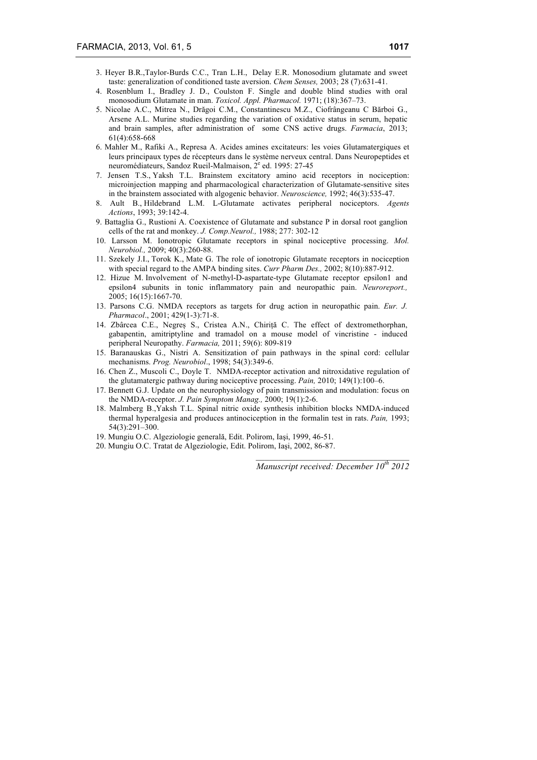3. Heyer B.R.,Taylor-Burds C.C., Tran L.H., Delay E.R. Monosodium glutamate and sweet taste: generalization of conditioned taste aversion. *Chem Senses,* 2003; 28 (7):631-41.
4. Rosenblum I., Bradley J. D., Coulston F. Single and double blind studies with oral monosodium Glutamate in man. *Toxicol. Appl. Pharmacol.* 1971; (18):367–73.
5. Nicolae A.C., Mitrea N., Drăgoi C.M., Constantinescu M.Z., Ciofrângeanu C Bărboi G., Arsene A.L. Murine studies regarding the variation of oxidative status in serum, hepatic and brain samples, after administration of some CNS active drugs. *Farmacia*, 2013; 61(4):658-668
6. Mahler M., Rafiki A., Represa A. Acides amines excitateurs: les voies Glutamatergiques et leurs principaux types de récepteurs dans le système nerveux central. Dans Neuropeptides et neuromédiateurs, Sandoz Rueil-Malmaison, 2e ed. 1995: 27-45
7. Jensen T.S., Yaksh T.L. Brainstem excitatory amino acid receptors in nociception: microinjection mapping and pharmacological characterization of Glutamate-sensitive sites in the brainstem associated with algogenic behavior. *Neuroscience,* 1992; 46(3):535-47.
8. Ault B., Hildebrand L.M. L-Glutamate activates peripheral nociceptors. *Agents Actions*, 1993; 39:142-4.
9. Battaglia G., Rustioni A. Coexistence of Glutamate and substance P in dorsal root ganglion cells of the rat and monkey. *J. Comp.Neurol.,* 1988; 277: 302-12
10. Larsson M. Ionotropic Glutamate receptors in spinal nociceptive processing. *Mol. Neurobiol.,* 2009; 40(3):260-88.
11. Szekely J.I., Torok K., Mate G. The role of ionotropic Glutamate receptors in nociception with special regard to the AMPA binding sites. *Curr Pharm Des.,* 2002; 8(10):887-912.
12. Hizue M. Involvement of N-methyl-D-aspartate-type Glutamate receptor epsilon1 and epsilon4 subunits in tonic inflammatory pain and neuropathic pain. *Neuroreport.,* 2005; 16(15):1667-70.
13. Parsons C.G. NMDA receptors as targets for drug action in neuropathic pain. *Eur. J. Pharmacol*., 2001; 429(1-3):71-8.
14. Zbârcea C.E., Negreș S., Cristea A.N., Chiriță C. The effect of dextromethorphan, gabapentin, amitriptyline and tramadol on a mouse model of vincristine - induced peripheral Neuropathy. *Farmacia,* 2011; 59(6): 809-819
15. Baranauskas G., Nistri A. Sensitization of pain pathways in the spinal cord: cellular mechanisms. *Prog. Neurobiol*., 1998; 54(3):349-6.
16. Chen Z., Muscoli C., Doyle T. NMDA-receptor activation and nitroxidative regulation of the glutamatergic pathway during nociceptive processing. *Pain,* 2010; 149(1):100–6.
17. Bennett G.J. Update on the neurophysiology of pain transmission and modulation: focus on the NMDA-receptor. *J. Pain Symptom Manag.,* 2000; 19(1):2-6.
18. Malmberg B.,Yaksh T.L. Spinal nitric oxide synthesis inhibition blocks NMDA-induced thermal hyperalgesia and produces antinociception in the formalin test in rats. *Pain,* 1993; 54(3):291–300.
19. Mungiu O.C. Algeziologie generală, Edit. Polirom, Iaşi, 1999, 46-51.
20. Mungiu O.C. Tratat de Algeziologie, Edit. Polirom, Iaşi, 2002, 86-87.

*Manuscript received: December 10th 2012*